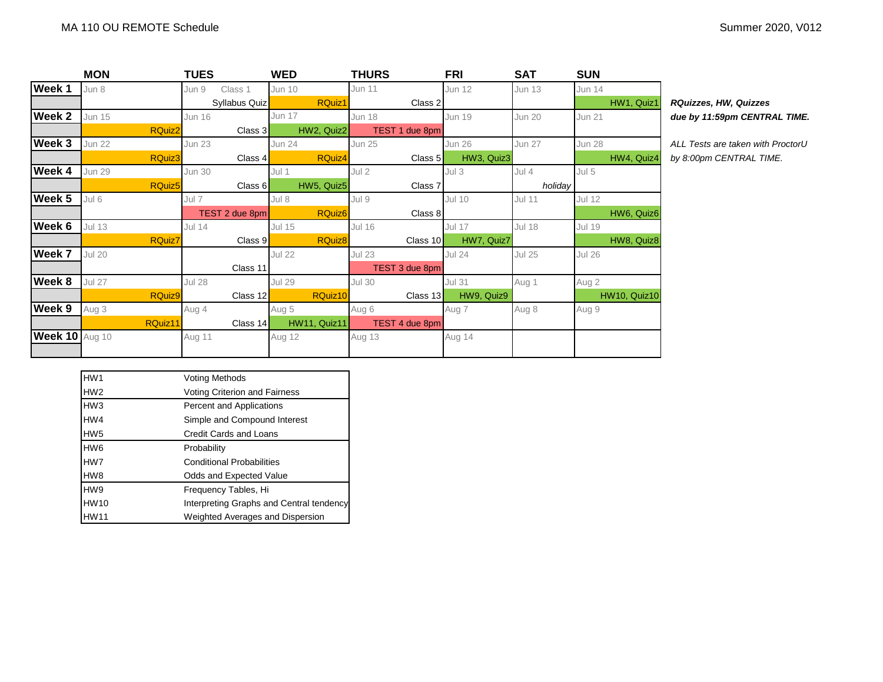MA 110 OU REMOTE Schedule

Summer 2020, V012

| | MON | TUES | WED | THURS | FRI | SAT | SUN |
|---|---|---|---|---|---|---|---|
| **Week 1** | Jun 8 | Jun 9 Class 1 | Jun 10 | Jun 11 | Jun 12 | Jun 13 | Jun 14 |
| | | Syllabus Quiz | RQuiz1 | Class 2 | | | HW1, Quiz1 |
| **Week 2** | Jun 15 | Jun 16 | Jun 17 | Jun 18 | Jun 19 | Jun 20 | Jun 21 |
| | RQuiz2 | Class 3 | HW2, Quiz2 | TEST 1 due 8pm | | | |
| **Week 3** | Jun 22 | Jun 23 | Jun 24 | Jun 25 | Jun 26 | Jun 27 | Jun 28 |
| | RQuiz3 | Class 4 | RQuiz4 | Class 5 | HW3, Quiz3 | | HW4, Quiz4 |
| **Week 4** | Jun 29 | Jun 30 | Jul 1 | Jul 2 | Jul 3 | Jul 4 | Jul 5 |
| | RQuiz5 | Class 6 | HW5, Quiz5 | Class 7 | | *holiday* | |
| **Week 5** | Jul 6 | Jul 7 | Jul 8 | Jul 9 | Jul 10 | Jul 11 | Jul 12 |
| | | TEST 2 due 8pm | RQuiz6 | Class 8 | | | HW6, Quiz6 |
| **Week 6** | Jul 13 | Jul 14 | Jul 15 | Jul 16 | Jul 17 | Jul 18 | Jul 19 |
| | RQuiz7 | Class 9 | RQuiz8 | Class 10 | HW7, Quiz7 | | HW8, Quiz8 |
| **Week 7** | Jul 20 | | Jul 22 | Jul 23 | Jul 24 | Jul 25 | Jul 26 |
| | | Class 11 | | TEST 3 due 8pm | | | |
| **Week 8** | Jul 27 | Jul 28 | Jul 29 | Jul 30 | Jul 31 | Aug 1 | Aug 2 |
| | RQuiz9 | Class 12 | RQuiz10 | Class 13 | HW9, Quiz9 | | HW10, Quiz10 |
| **Week 9** | Aug 3 | Aug 4 | Aug 5 | Aug 6 | Aug 7 | Aug 8 | Aug 9 |
| | RQuiz11 | Class 14 | HW11, Quiz11 | TEST 4 due 8pm | | | |
| **Week 10** | Aug 10 | Aug 11 | Aug 12 | Aug 13 | Aug 14 | | |
| | | | | | | | |

***RQuizzes, HW, Quizzes due by 11:59pm CENTRAL TIME.***

*ALL Tests are taken with ProctorU by 8:00pm CENTRAL TIME.*

| | |
|---|---|
| HW1 | Voting Methods |
| HW2 | Voting Criterion and Fairness |
| HW3 | Percent and Applications |
| HW4 | Simple and Compound Interest |
| HW5 | Credit Cards and Loans |
| HW6 | Probability |
| HW7 | Conditional Probabilities |
| HW8 | Odds and Expected Value |
| HW9 | Frequency Tables, Hi |
| HW10 | Interpreting Graphs and Central tendency |
| HW11 | Weighted Averages and Dispersion |